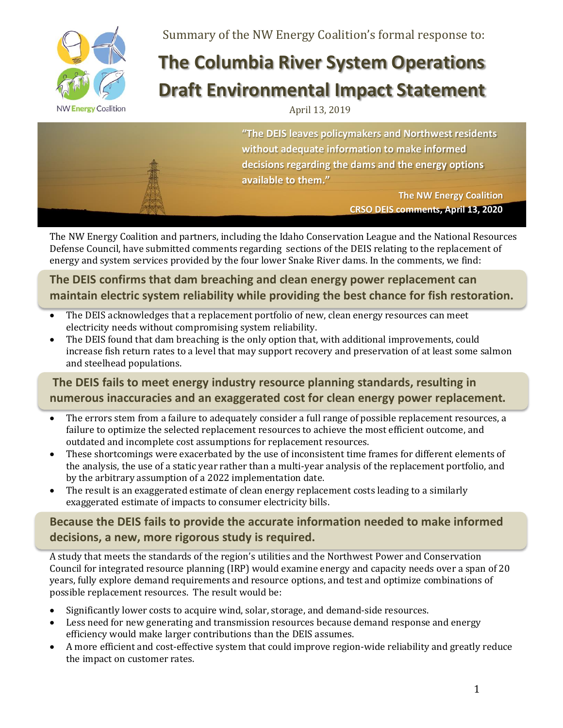Summary of the NW Energy Coalition's formal response to:

# The Columbia River System Operations Draft Environmental Impact Statement

April 13, 2019

> **"The DEIS leaves policymakers and Northwest residents without adequate information to make informed decisions regarding the dams and the energy options available to them."**
>
> **The NW Energy Coalition**
> **CRSO DEIS comments, April 13, 2020**

The NW Energy Coalition and partners, including the Idaho Conservation League and the National Resources Defense Council, have submitted comments regarding sections of the DEIS relating to the replacement of energy and system services provided by the four lower Snake River dams. In the comments, we find:

## The DEIS confirms that dam breaching and clean energy power replacement can maintain electric system reliability while providing the best chance for fish restoration.

- The DEIS acknowledges that a replacement portfolio of new, clean energy resources can meet electricity needs without compromising system reliability.
- The DEIS found that dam breaching is the only option that, with additional improvements, could increase fish return rates to a level that may support recovery and preservation of at least some salmon and steelhead populations.

## The DEIS fails to meet energy industry resource planning standards, resulting in numerous inaccuracies and an exaggerated cost for clean energy power replacement.

- The errors stem from a failure to adequately consider a full range of possible replacement resources, a failure to optimize the selected replacement resources to achieve the most efficient outcome, and outdated and incomplete cost assumptions for replacement resources.
- These shortcomings were exacerbated by the use of inconsistent time frames for different elements of the analysis, the use of a static year rather than a multi-year analysis of the replacement portfolio, and by the arbitrary assumption of a 2022 implementation date.
- The result is an exaggerated estimate of clean energy replacement costs leading to a similarly exaggerated estimate of impacts to consumer electricity bills.

## Because the DEIS fails to provide the accurate information needed to make informed decisions, a new, more rigorous study is required.

A study that meets the standards of the region's utilities and the Northwest Power and Conservation Council for integrated resource planning (IRP) would examine energy and capacity needs over a span of 20 years, fully explore demand requirements and resource options, and test and optimize combinations of possible replacement resources. The result would be:

- Significantly lower costs to acquire wind, solar, storage, and demand-side resources.
- Less need for new generating and transmission resources because demand response and energy efficiency would make larger contributions than the DEIS assumes.
- A more efficient and cost-effective system that could improve region-wide reliability and greatly reduce the impact on customer rates.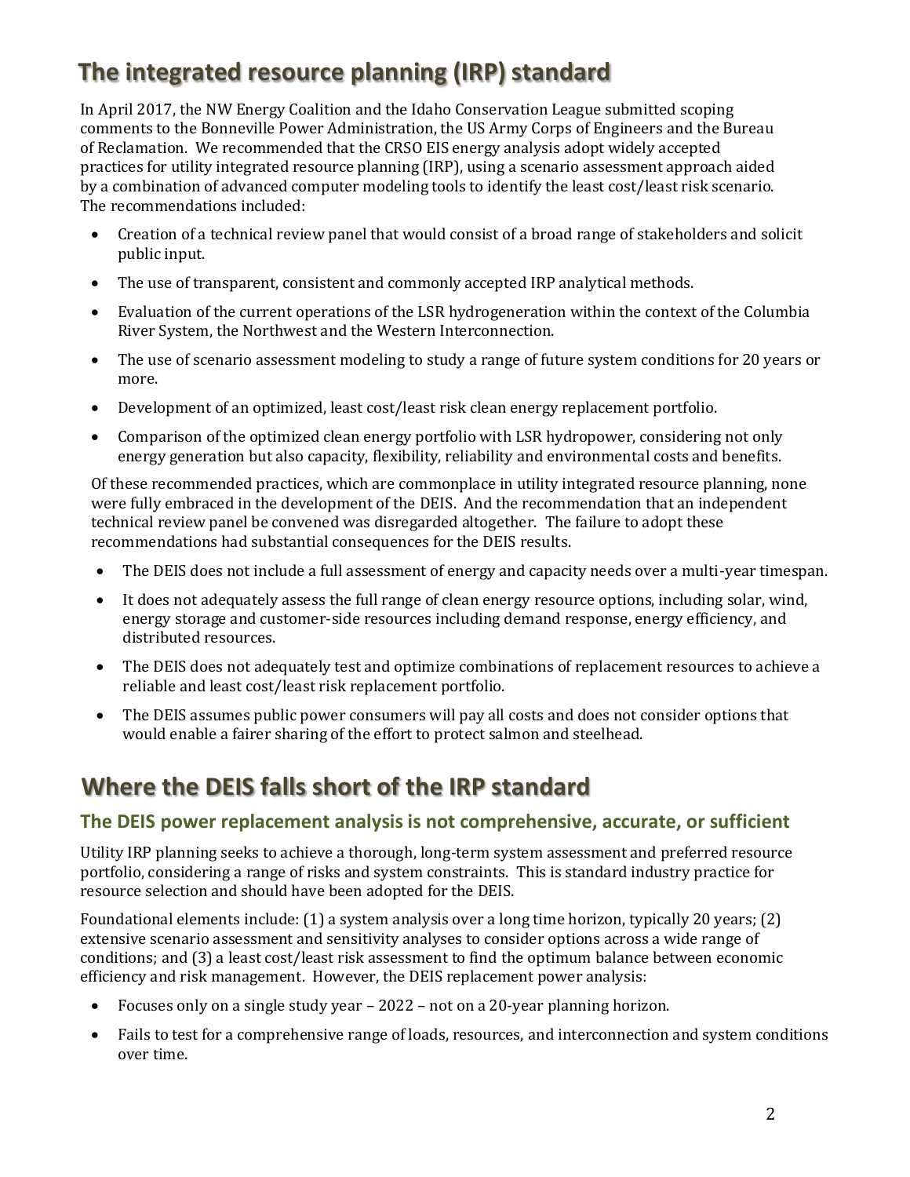## The integrated resource planning (IRP) standard

In April 2017, the NW Energy Coalition and the Idaho Conservation League submitted scoping comments to the Bonneville Power Administration, the US Army Corps of Engineers and the Bureau of Reclamation. We recommended that the CRSO EIS energy analysis adopt widely accepted practices for utility integrated resource planning (IRP), using a scenario assessment approach aided by a combination of advanced computer modeling tools to identify the least cost/least risk scenario. The recommendations included:

- Creation of a technical review panel that would consist of a broad range of stakeholders and solicit public input.
- The use of transparent, consistent and commonly accepted IRP analytical methods.
- Evaluation of the current operations of the LSR hydrogeneration within the context of the Columbia River System, the Northwest and the Western Interconnection.
- The use of scenario assessment modeling to study a range of future system conditions for 20 years or more.
- Development of an optimized, least cost/least risk clean energy replacement portfolio.
- Comparison of the optimized clean energy portfolio with LSR hydropower, considering not only energy generation but also capacity, flexibility, reliability and environmental costs and benefits.

Of these recommended practices, which are commonplace in utility integrated resource planning, none were fully embraced in the development of the DEIS. And the recommendation that an independent technical review panel be convened was disregarded altogether. The failure to adopt these recommendations had substantial consequences for the DEIS results.

- The DEIS does not include a full assessment of energy and capacity needs over a multi-year timespan.
- It does not adequately assess the full range of clean energy resource options, including solar, wind, energy storage and customer-side resources including demand response, energy efficiency, and distributed resources.
- The DEIS does not adequately test and optimize combinations of replacement resources to achieve a reliable and least cost/least risk replacement portfolio.
- The DEIS assumes public power consumers will pay all costs and does not consider options that would enable a fairer sharing of the effort to protect salmon and steelhead.

## Where the DEIS falls short of the IRP standard

### The DEIS power replacement analysis is not comprehensive, accurate, or sufficient

Utility IRP planning seeks to achieve a thorough, long-term system assessment and preferred resource portfolio, considering a range of risks and system constraints. This is standard industry practice for resource selection and should have been adopted for the DEIS.

Foundational elements include: (1) a system analysis over a long time horizon, typically 20 years; (2) extensive scenario assessment and sensitivity analyses to consider options across a wide range of conditions; and (3) a least cost/least risk assessment to find the optimum balance between economic efficiency and risk management. However, the DEIS replacement power analysis:

- Focuses only on a single study year – 2022 – not on a 20-year planning horizon.
- Fails to test for a comprehensive range of loads, resources, and interconnection and system conditions over time.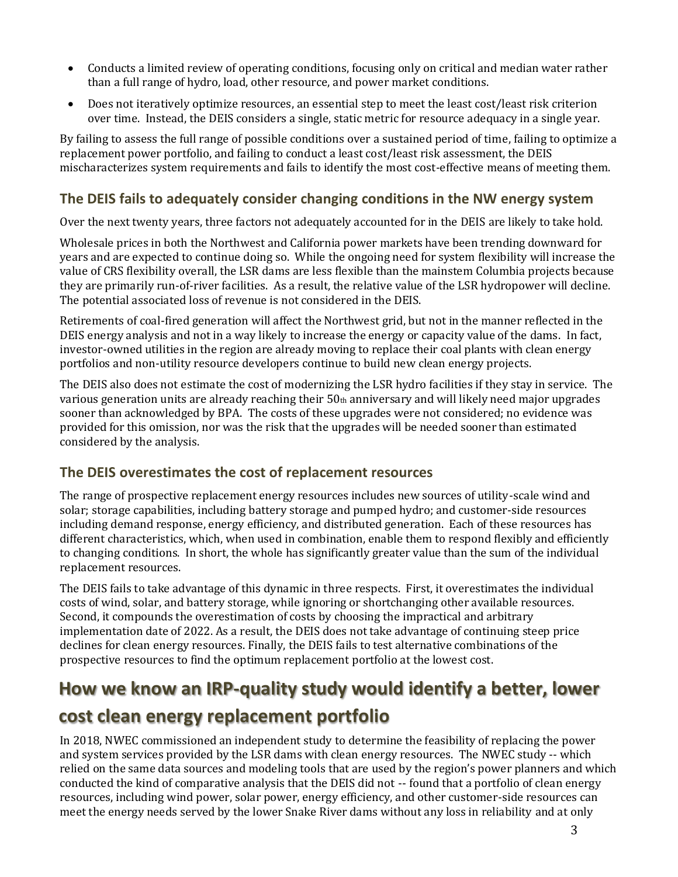- Conducts a limited review of operating conditions, focusing only on critical and median water rather than a full range of hydro, load, other resource, and power market conditions.
- Does not iteratively optimize resources, an essential step to meet the least cost/least risk criterion over time. Instead, the DEIS considers a single, static metric for resource adequacy in a single year.

By failing to assess the full range of possible conditions over a sustained period of time, failing to optimize a replacement power portfolio, and failing to conduct a least cost/least risk assessment, the DEIS mischaracterizes system requirements and fails to identify the most cost-effective means of meeting them.

### The DEIS fails to adequately consider changing conditions in the NW energy system

Over the next twenty years, three factors not adequately accounted for in the DEIS are likely to take hold.

Wholesale prices in both the Northwest and California power markets have been trending downward for years and are expected to continue doing so. While the ongoing need for system flexibility will increase the value of CRS flexibility overall, the LSR dams are less flexible than the mainstem Columbia projects because they are primarily run-of-river facilities. As a result, the relative value of the LSR hydropower will decline. The potential associated loss of revenue is not considered in the DEIS.

Retirements of coal-fired generation will affect the Northwest grid, but not in the manner reflected in the DEIS energy analysis and not in a way likely to increase the energy or capacity value of the dams. In fact, investor-owned utilities in the region are already moving to replace their coal plants with clean energy portfolios and non-utility resource developers continue to build new clean energy projects.

The DEIS also does not estimate the cost of modernizing the LSR hydro facilities if they stay in service. The various generation units are already reaching their 50th anniversary and will likely need major upgrades sooner than acknowledged by BPA. The costs of these upgrades were not considered; no evidence was provided for this omission, nor was the risk that the upgrades will be needed sooner than estimated considered by the analysis.

### The DEIS overestimates the cost of replacement resources

The range of prospective replacement energy resources includes new sources of utility-scale wind and solar; storage capabilities, including battery storage and pumped hydro; and customer-side resources including demand response, energy efficiency, and distributed generation. Each of these resources has different characteristics, which, when used in combination, enable them to respond flexibly and efficiently to changing conditions. In short, the whole has significantly greater value than the sum of the individual replacement resources.

The DEIS fails to take advantage of this dynamic in three respects. First, it overestimates the individual costs of wind, solar, and battery storage, while ignoring or shortchanging other available resources. Second, it compounds the overestimation of costs by choosing the impractical and arbitrary implementation date of 2022. As a result, the DEIS does not take advantage of continuing steep price declines for clean energy resources. Finally, the DEIS fails to test alternative combinations of the prospective resources to find the optimum replacement portfolio at the lowest cost.

## How we know an IRP-quality study would identify a better, lower cost clean energy replacement portfolio

In 2018, NWEC commissioned an independent study to determine the feasibility of replacing the power and system services provided by the LSR dams with clean energy resources. The NWEC study -- which relied on the same data sources and modeling tools that are used by the region's power planners and which conducted the kind of comparative analysis that the DEIS did not -- found that a portfolio of clean energy resources, including wind power, solar power, energy efficiency, and other customer-side resources can meet the energy needs served by the lower Snake River dams without any loss in reliability and at only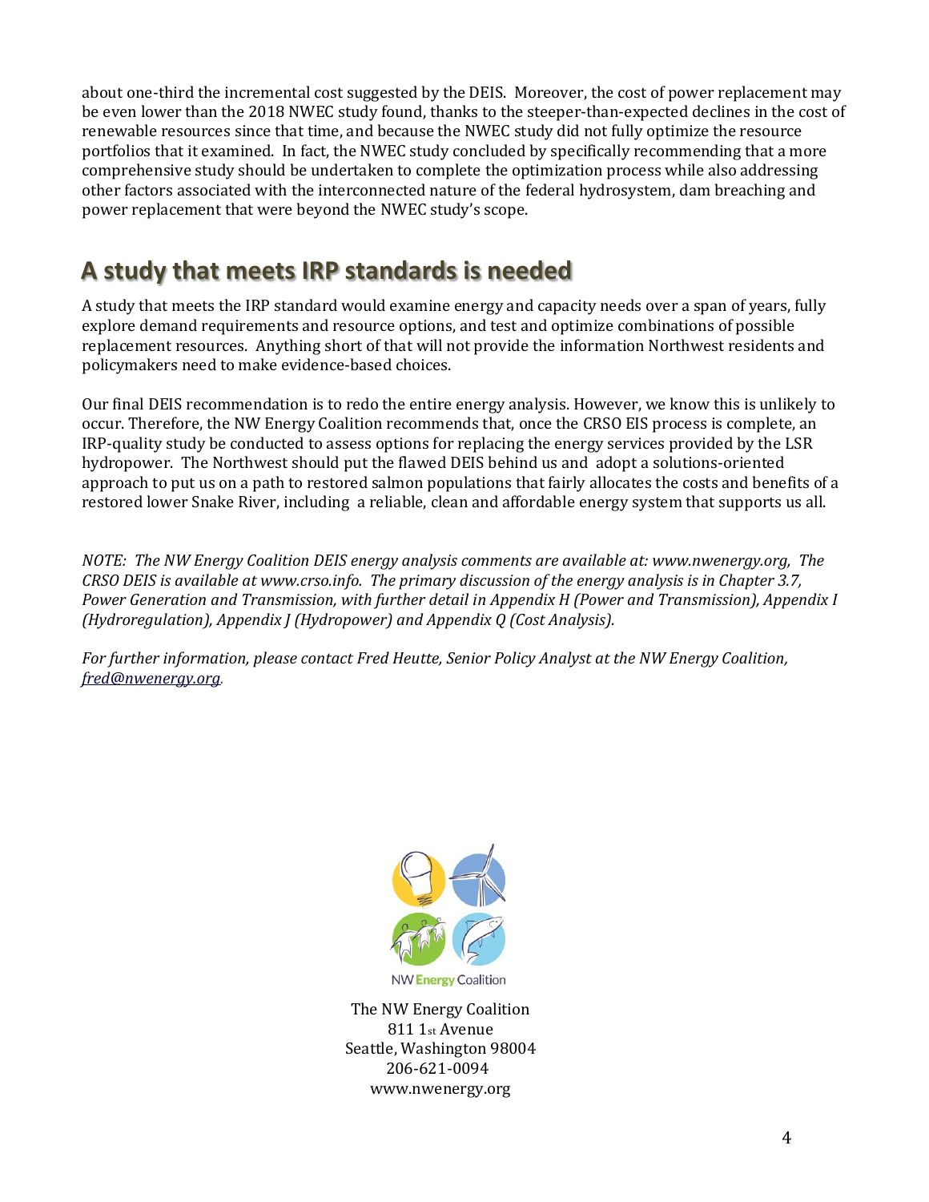about one-third the incremental cost suggested by the DEIS. Moreover, the cost of power replacement may be even lower than the 2018 NWEC study found, thanks to the steeper-than-expected declines in the cost of renewable resources since that time, and because the NWEC study did not fully optimize the resource portfolios that it examined. In fact, the NWEC study concluded by specifically recommending that a more comprehensive study should be undertaken to complete the optimization process while also addressing other factors associated with the interconnected nature of the federal hydrosystem, dam breaching and power replacement that were beyond the NWEC study's scope.

## A study that meets IRP standards is needed

A study that meets the IRP standard would examine energy and capacity needs over a span of years, fully explore demand requirements and resource options, and test and optimize combinations of possible replacement resources. Anything short of that will not provide the information Northwest residents and policymakers need to make evidence-based choices.

Our final DEIS recommendation is to redo the entire energy analysis. However, we know this is unlikely to occur. Therefore, the NW Energy Coalition recommends that, once the CRSO EIS process is complete, an IRP-quality study be conducted to assess options for replacing the energy services provided by the LSR hydropower. The Northwest should put the flawed DEIS behind us and adopt a solutions-oriented approach to put us on a path to restored salmon populations that fairly allocates the costs and benefits of a restored lower Snake River, including a reliable, clean and affordable energy system that supports us all.

*NOTE: The NW Energy Coalition DEIS energy analysis comments are available at: www.nwenergy.org, The CRSO DEIS is available at www.crso.info. The primary discussion of the energy analysis is in Chapter 3.7, Power Generation and Transmission, with further detail in Appendix H (Power and Transmission), Appendix I (Hydroregulation), Appendix J (Hydropower) and Appendix Q (Cost Analysis).*

*For further information, please contact Fred Heutte, Senior Policy Analyst at the NW Energy Coalition, fred@nwenergy.org.*

NW Energy Coalition

The NW Energy Coalition
811 1st Avenue
Seattle, Washington 98004
206-621-0094
www.nwenergy.org